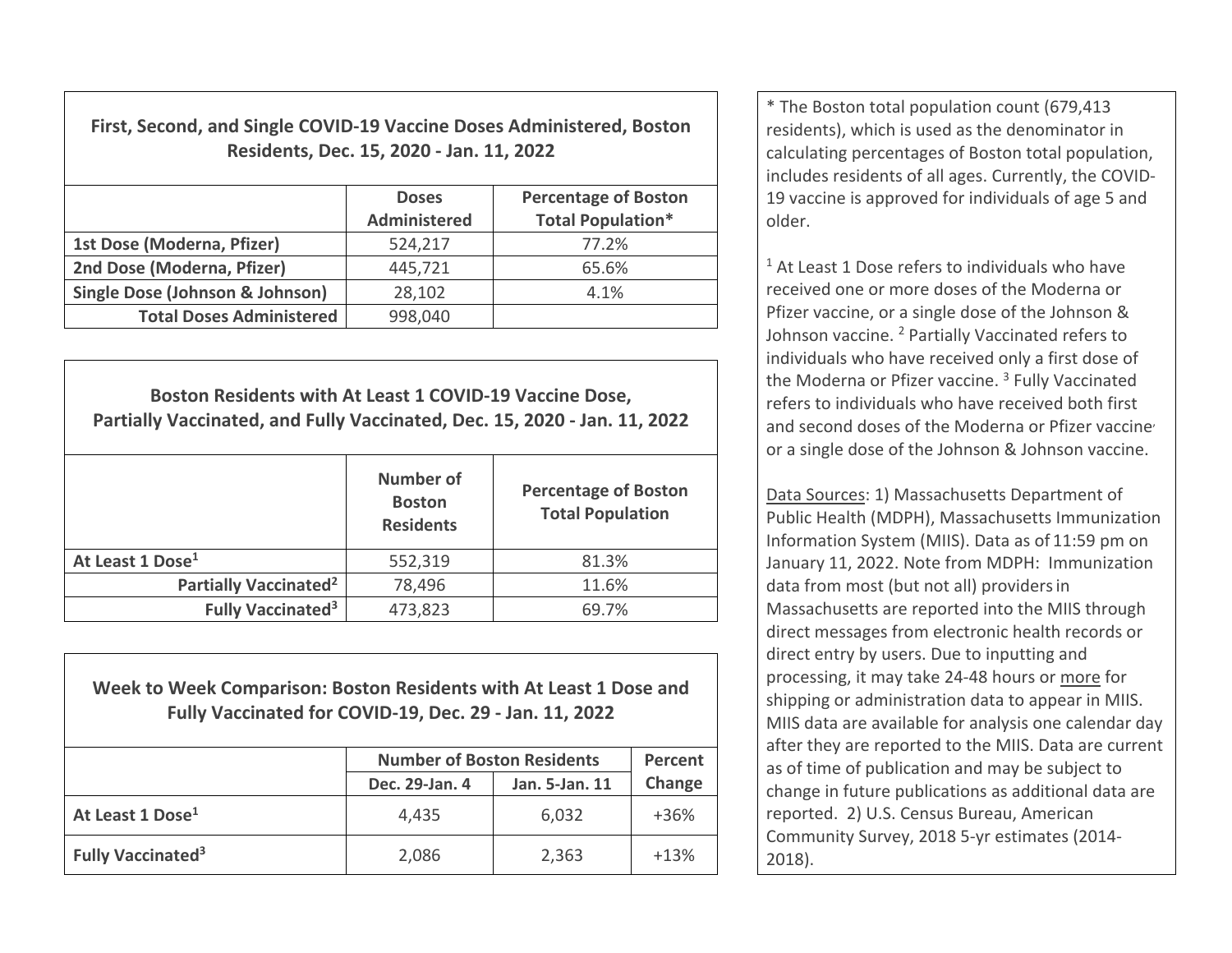| First, Second, and Single COVID-19 Vaccine Doses Administered, Boston Residents, Dec. 15, 2020 - Jan. 11, 2022 | | |
|---|---|---|
| | **Doses Administered** | **Percentage of Boston Total Population*** |
| **1st Dose (Moderna, Pfizer)** | 524,217 | 77.2% |
| **2nd Dose (Moderna, Pfizer)** | 445,721 | 65.6% |
| **Single Dose (Johnson & Johnson)** | 28,102 | 4.1% |
| **Total Doses Administered** | 998,040 | |

| Boston Residents with At Least 1 COVID-19 Vaccine Dose, Partially Vaccinated, and Fully Vaccinated, Dec. 15, 2020 - Jan. 11, 2022 | | |
|---|---|---|
| | **Number of Boston Residents** | **Percentage of Boston Total Population** |
| **At Least 1 Dose[1]** | 552,319 | 81.3% |
| **Partially Vaccinated[2]** | 78,496 | 11.6% |
| **Fully Vaccinated[3]** | 473,823 | 69.7% |

| Week to Week Comparison: Boston Residents with At Least 1 Dose and Fully Vaccinated for COVID-19, Dec. 29 - Jan. 11, 2022 | | | |
|---|---|---|---|
| | **Number of Boston Residents** | | **Percent Change** |
| | **Dec. 29-Jan. 4** | **Jan. 5-Jan. 11** | |
| **At Least 1 Dose[1]** | 4,435 | 6,032 | +36% |
| **Fully Vaccinated[3]** | 2,086 | 2,363 | +13% |

* The Boston total population count (679,413 residents), which is used as the denominator in calculating percentages of Boston total population, includes residents of all ages. Currently, the COVID-19 vaccine is approved for individuals of age 5 and older.

[1] At Least 1 Dose refers to individuals who have received one or more doses of the Moderna or Pfizer vaccine, or a single dose of the Johnson & Johnson vaccine. [2] Partially Vaccinated refers to individuals who have received only a first dose of the Moderna or Pfizer vaccine. [3] Fully Vaccinated refers to individuals who have received both first and second doses of the Moderna or Pfizer vaccine, or a single dose of the Johnson & Johnson vaccine.

Data Sources: 1) Massachusetts Department of Public Health (MDPH), Massachusetts Immunization Information System (MIIS). Data as of 11:59 pm on January 11, 2022. Note from MDPH: Immunization data from most (but not all) providers in Massachusetts are reported into the MIIS through direct messages from electronic health records or direct entry by users. Due to inputting and processing, it may take 24-48 hours or more for shipping or administration data to appear in MIIS. MIIS data are available for analysis one calendar day after they are reported to the MIIS. Data are current as of time of publication and may be subject to change in future publications as additional data are reported. 2) U.S. Census Bureau, American Community Survey, 2018 5-yr estimates (2014-2018).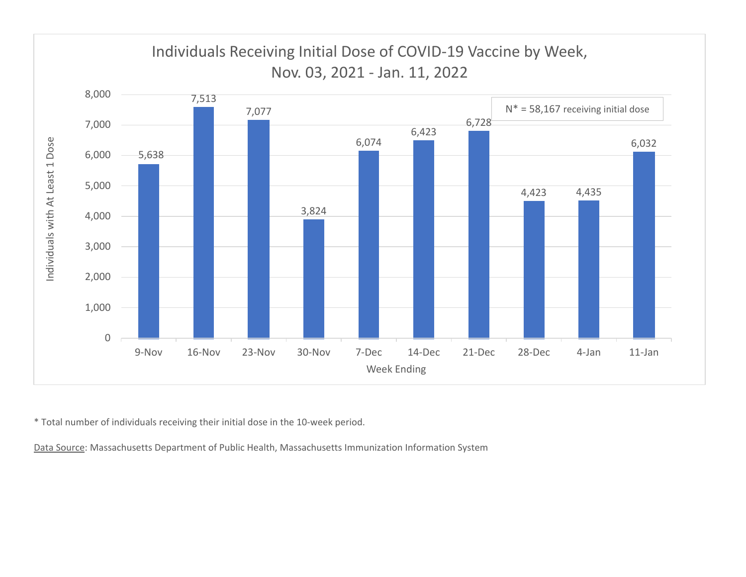## Individuals Receiving Initial Dose of COVID-19 Vaccine by Week, Nov. 03, 2021 - Jan. 11, 2022

N* = 58,167 receiving initial dose

| Week Ending | Individuals with At Least 1 Dose |
|---|---|
| 9-Nov | 5,638 |
| 16-Nov | 7,513 |
| 23-Nov | 7,077 |
| 30-Nov | 3,824 |
| 7-Dec | 6,074 |
| 14-Dec | 6,423 |
| 21-Dec | 6,728 |
| 28-Dec | 4,423 |
| 4-Jan | 4,435 |
| 11-Jan | 6,032 |

* Total number of individuals receiving their initial dose in the 10-week period.

Data Source: Massachusetts Department of Public Health, Massachusetts Immunization Information System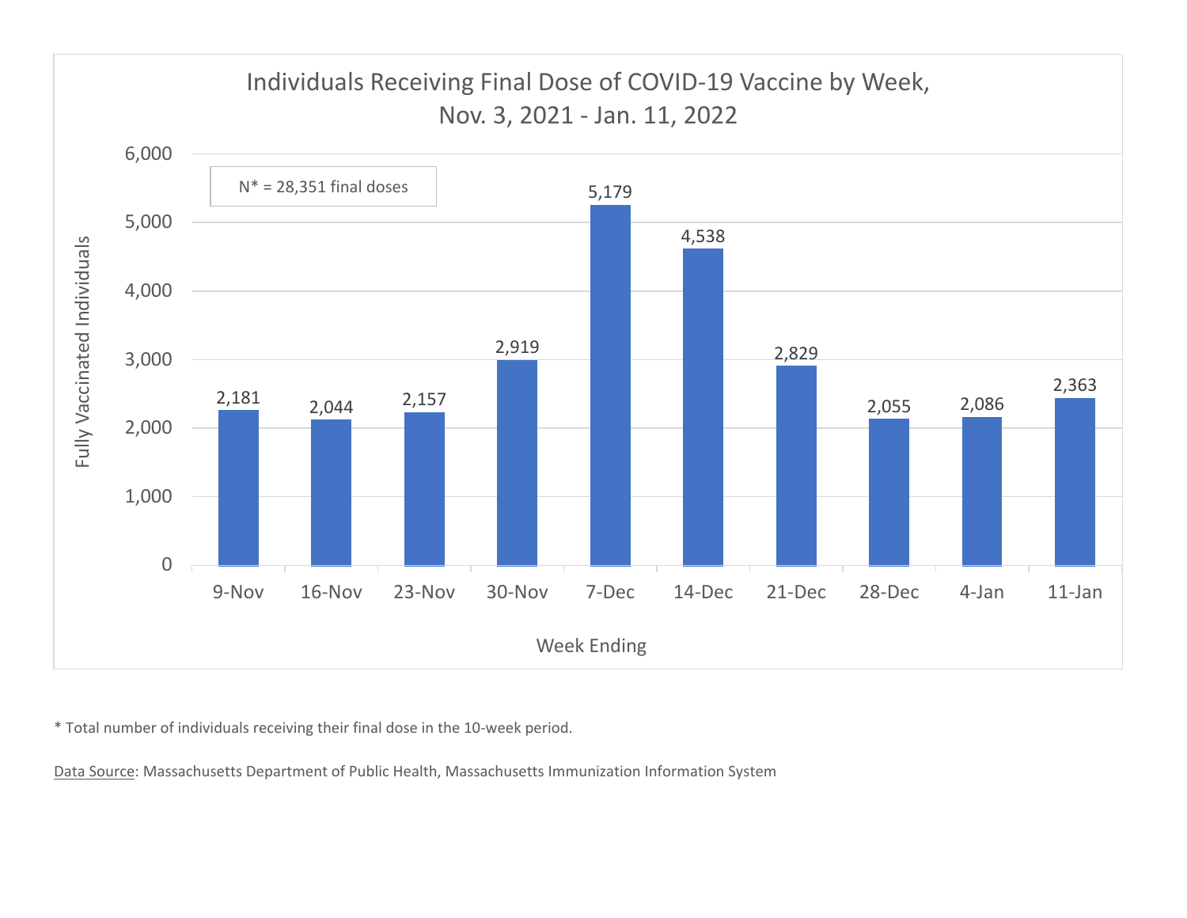## Individuals Receiving Final Dose of COVID-19 Vaccine by Week, Nov. 3, 2021 - Jan. 11, 2022

N* = 28,351 final doses

| Week Ending | Fully Vaccinated Individuals |
|---|---|
| 9-Nov | 2,181 |
| 16-Nov | 2,044 |
| 23-Nov | 2,157 |
| 30-Nov | 2,919 |
| 7-Dec | 5,179 |
| 14-Dec | 4,538 |
| 21-Dec | 2,829 |
| 28-Dec | 2,055 |
| 4-Jan | 2,086 |
| 11-Jan | 2,363 |

* Total number of individuals receiving their final dose in the 10-week period.

Data Source: Massachusetts Department of Public Health, Massachusetts Immunization Information System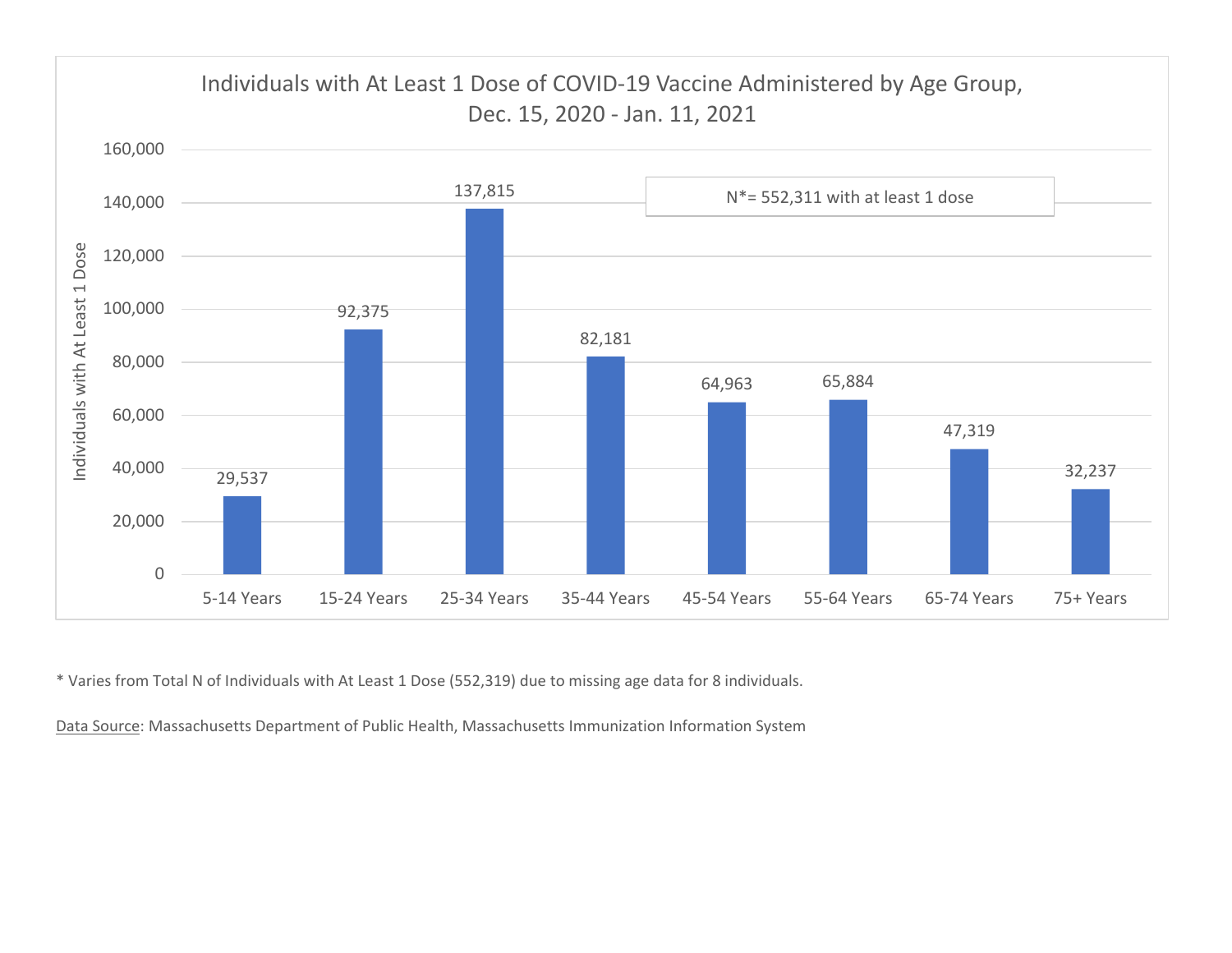## Individuals with At Least 1 Dose of COVID-19 Vaccine Administered by Age Group, Dec. 15, 2020 - Jan. 11, 2021

N*= 552,311 with at least 1 dose

| Age Group | Individuals with At Least 1 Dose |
|---|---|
| 5-14 Years | 29,537 |
| 15-24 Years | 92,375 |
| 25-34 Years | 137,815 |
| 35-44 Years | 82,181 |
| 45-54 Years | 64,963 |
| 55-64 Years | 65,884 |
| 65-74 Years | 47,319 |
| 75+ Years | 32,237 |

* Varies from Total N of Individuals with At Least 1 Dose (552,319) due to missing age data for 8 individuals.

Data Source: Massachusetts Department of Public Health, Massachusetts Immunization Information System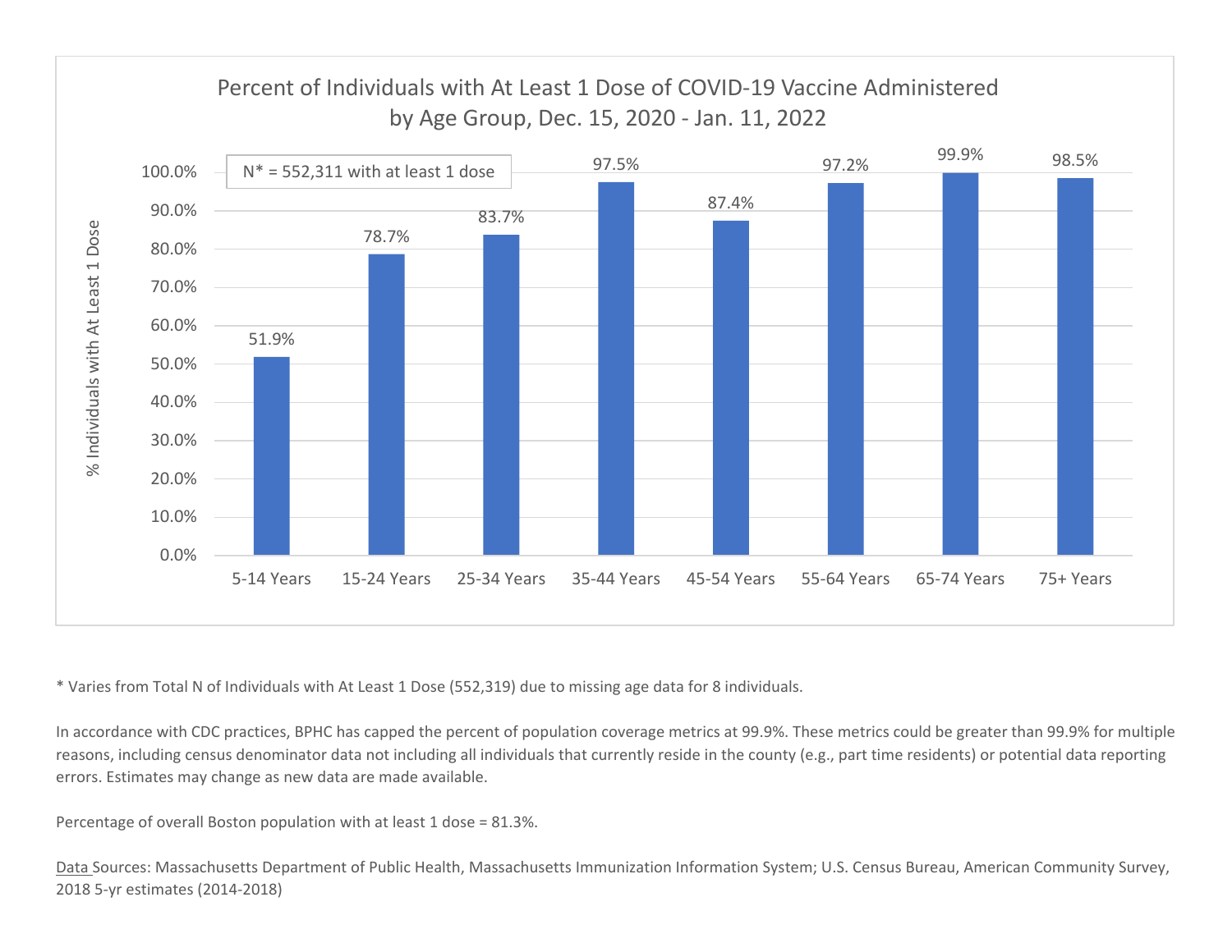## Percent of Individuals with At Least 1 Dose of COVID-19 Vaccine Administered by Age Group, Dec. 15, 2020 - Jan. 11, 2022

N* = 552,311 with at least 1 dose

| Age Group | % Individuals with At Least 1 Dose |
| --- | --- |
| 5-14 Years | 51.9% |
| 15-24 Years | 78.7% |
| 25-34 Years | 83.7% |
| 35-44 Years | 97.5% |
| 45-54 Years | 87.4% |
| 55-64 Years | 97.2% |
| 65-74 Years | 99.9% |
| 75+ Years | 98.5% |

* Varies from Total N of Individuals with At Least 1 Dose (552,319) due to missing age data for 8 individuals.

In accordance with CDC practices, BPHC has capped the percent of population coverage metrics at 99.9%. These metrics could be greater than 99.9% for multiple reasons, including census denominator data not including all individuals that currently reside in the county (e.g., part time residents) or potential data reporting errors. Estimates may change as new data are made available.

Percentage of overall Boston population with at least 1 dose = 81.3%.

Data Sources: Massachusetts Department of Public Health, Massachusetts Immunization Information System; U.S. Census Bureau, American Community Survey, 2018 5-yr estimates (2014-2018)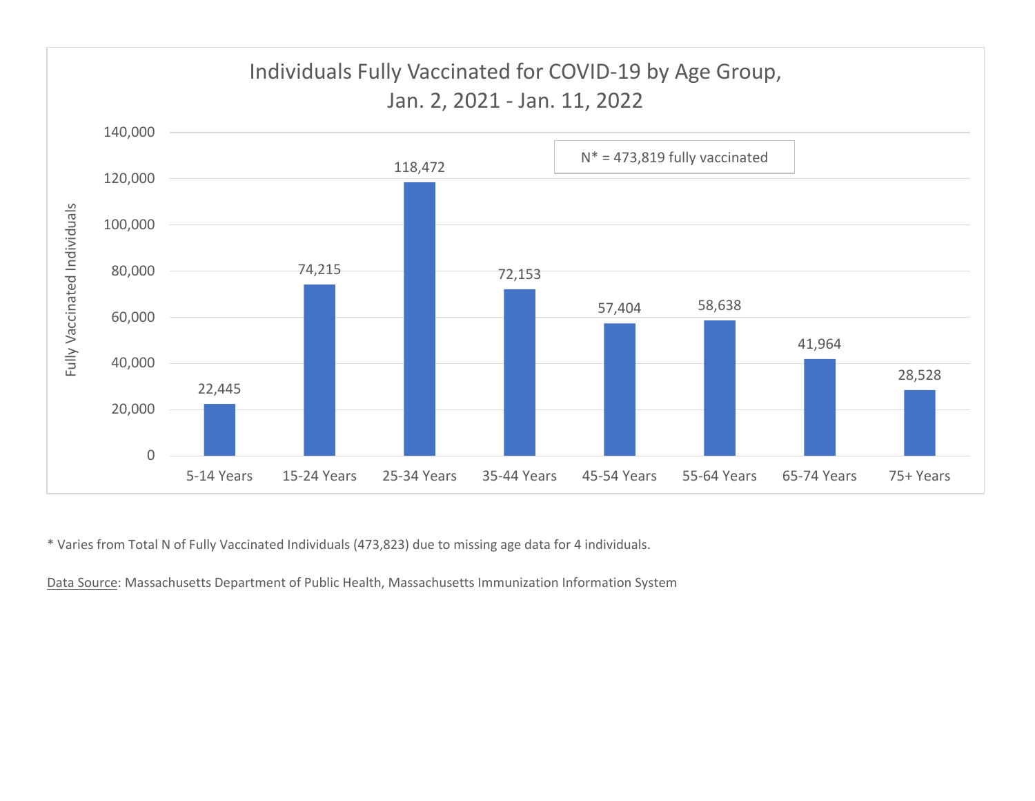## Individuals Fully Vaccinated for COVID-19 by Age Group, Jan. 2, 2021 - Jan. 11, 2022

N* = 473,819 fully vaccinated

| Age Group | Fully Vaccinated Individuals |
|---|---|
| 5-14 Years | 22,445 |
| 15-24 Years | 74,215 |
| 25-34 Years | 118,472 |
| 35-44 Years | 72,153 |
| 45-54 Years | 57,404 |
| 55-64 Years | 58,638 |
| 65-74 Years | 41,964 |
| 75+ Years | 28,528 |

* Varies from Total N of Fully Vaccinated Individuals (473,823) due to missing age data for 4 individuals.

Data Source: Massachusetts Department of Public Health, Massachusetts Immunization Information System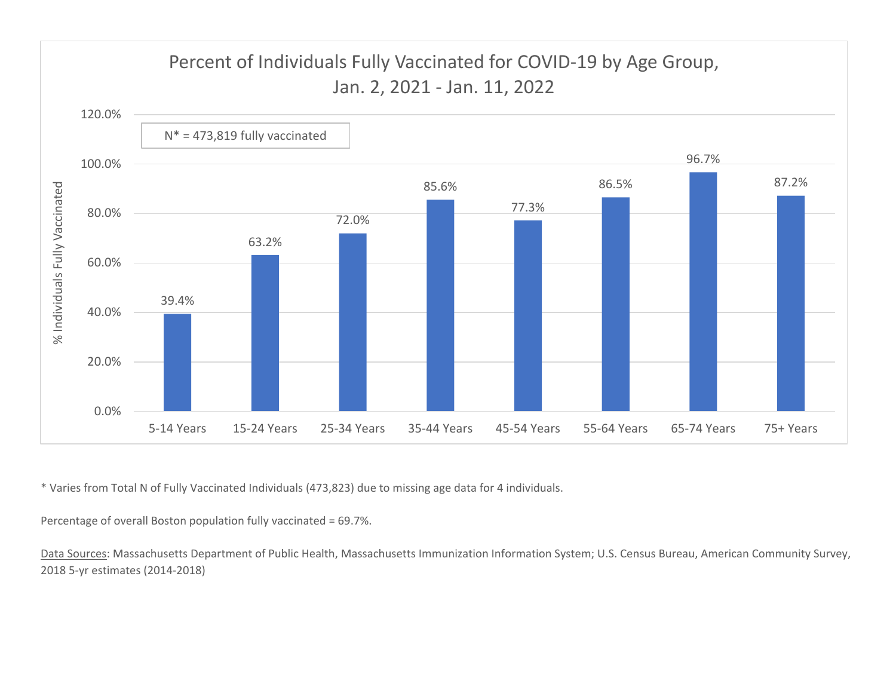## Percent of Individuals Fully Vaccinated for COVID-19 by Age Group, Jan. 2, 2021 - Jan. 11, 2022

N* = 473,819 fully vaccinated

| Age Group | % Individuals Fully Vaccinated |
| --- | --- |
| 5-14 Years | 39.4% |
| 15-24 Years | 63.2% |
| 25-34 Years | 72.0% |
| 35-44 Years | 85.6% |
| 45-54 Years | 77.3% |
| 55-64 Years | 86.5% |
| 65-74 Years | 96.7% |
| 75+ Years | 87.2% |

* Varies from Total N of Fully Vaccinated Individuals (473,823) due to missing age data for 4 individuals.

Percentage of overall Boston population fully vaccinated = 69.7%.

Data Sources: Massachusetts Department of Public Health, Massachusetts Immunization Information System; U.S. Census Bureau, American Community Survey, 2018 5-yr estimates (2014-2018)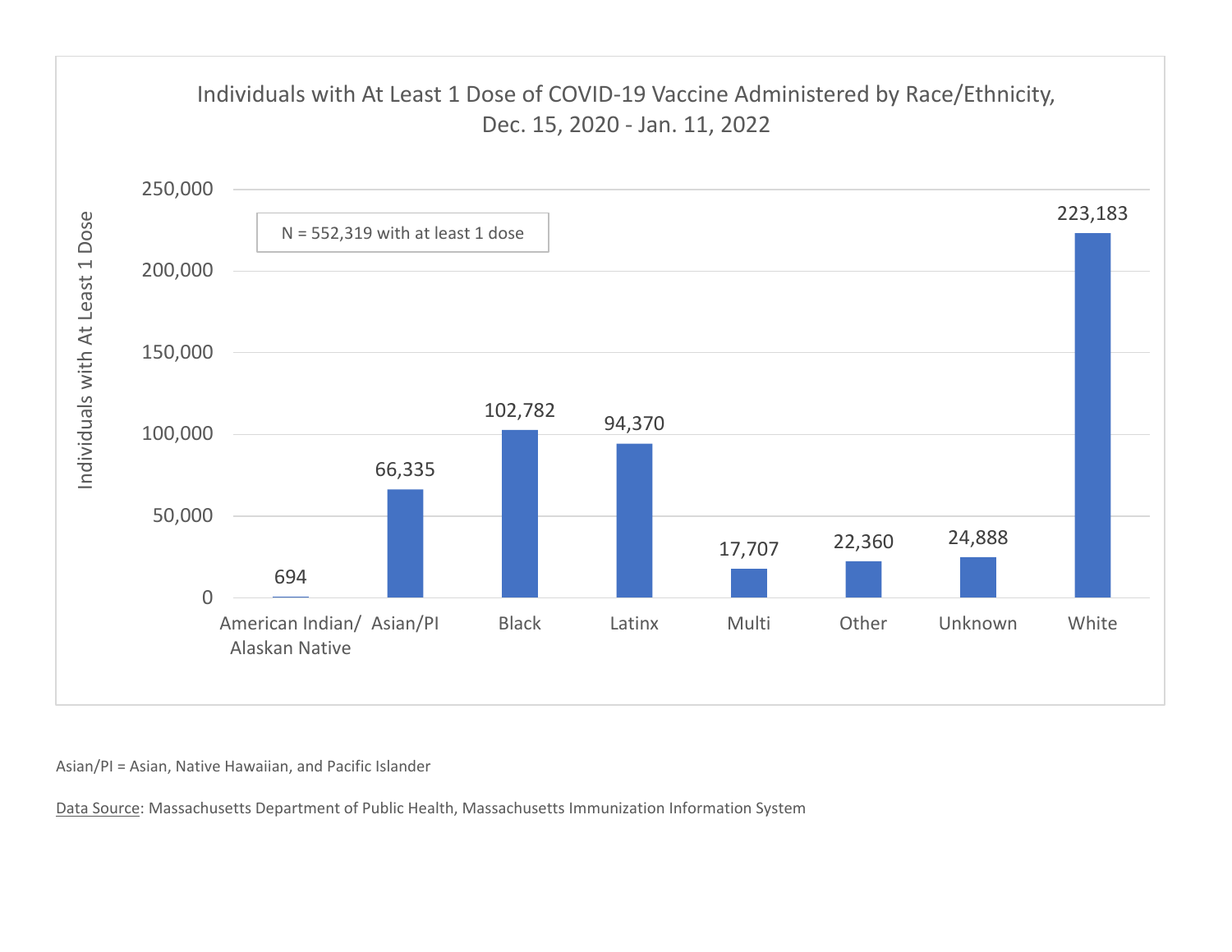## Individuals with At Least 1 Dose of COVID-19 Vaccine Administered by Race/Ethnicity, Dec. 15, 2020 - Jan. 11, 2022

N = 552,319 with at least 1 dose

| Race/Ethnicity | Individuals with At Least 1 Dose |
| --- | --- |
| American Indian/ Alaskan Native | 694 |
| Asian/PI | 66,335 |
| Black | 102,782 |
| Latinx | 94,370 |
| Multi | 17,707 |
| Other | 22,360 |
| Unknown | 24,888 |
| White | 223,183 |

Asian/PI = Asian, Native Hawaiian, and Pacific Islander

Data Source: Massachusetts Department of Public Health, Massachusetts Immunization Information System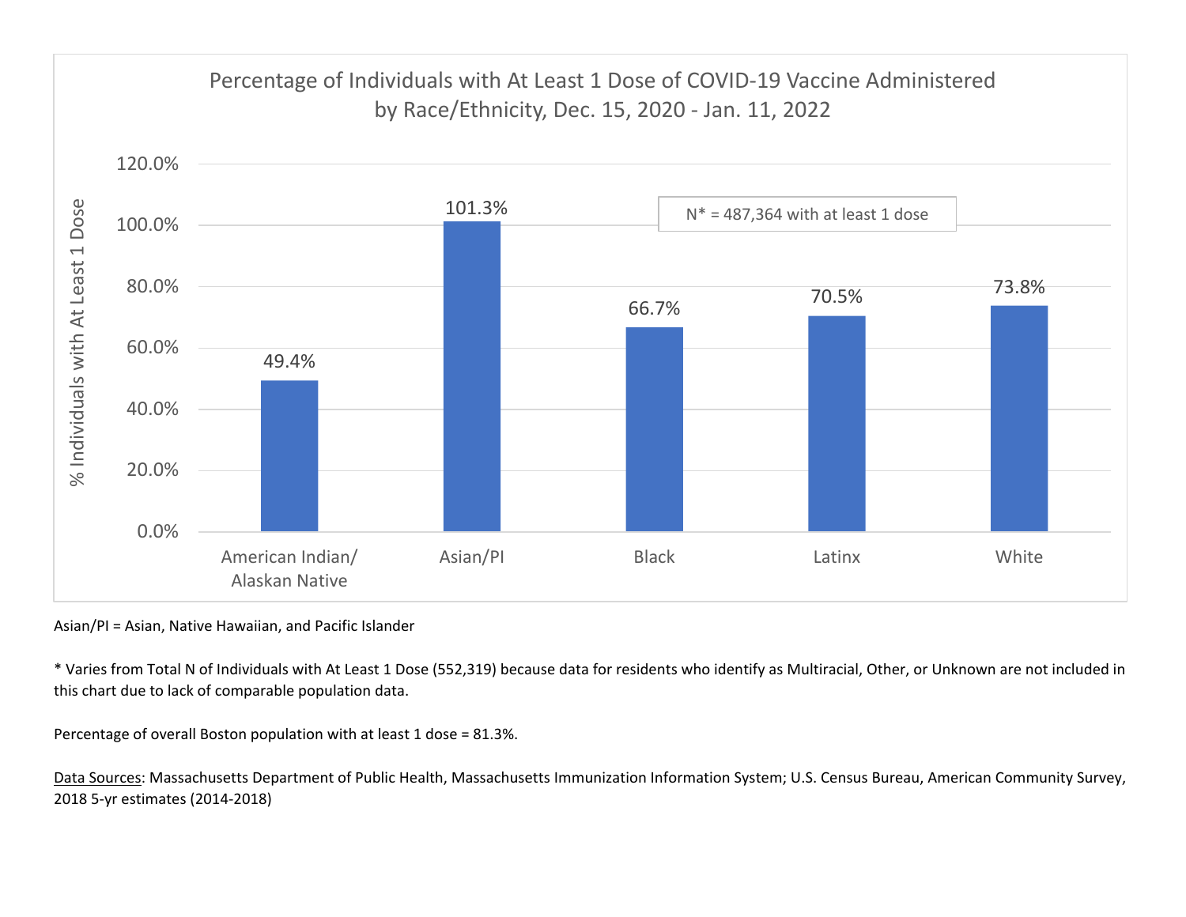## Percentage of Individuals with At Least 1 Dose of COVID-19 Vaccine Administered by Race/Ethnicity, Dec. 15, 2020 - Jan. 11, 2022

N* = 487,364 with at least 1 dose

| Race/Ethnicity | % Individuals with At Least 1 Dose |
|---|---|
| American Indian/ Alaskan Native | 49.4% |
| Asian/PI | 101.3% |
| Black | 66.7% |
| Latinx | 70.5% |
| White | 73.8% |

Asian/PI = Asian, Native Hawaiian, and Pacific Islander

* Varies from Total N of Individuals with At Least 1 Dose (552,319) because data for residents who identify as Multiracial, Other, or Unknown are not included in this chart due to lack of comparable population data.

Percentage of overall Boston population with at least 1 dose = 81.3%.

Data Sources: Massachusetts Department of Public Health, Massachusetts Immunization Information System; U.S. Census Bureau, American Community Survey, 2018 5-yr estimates (2014-2018)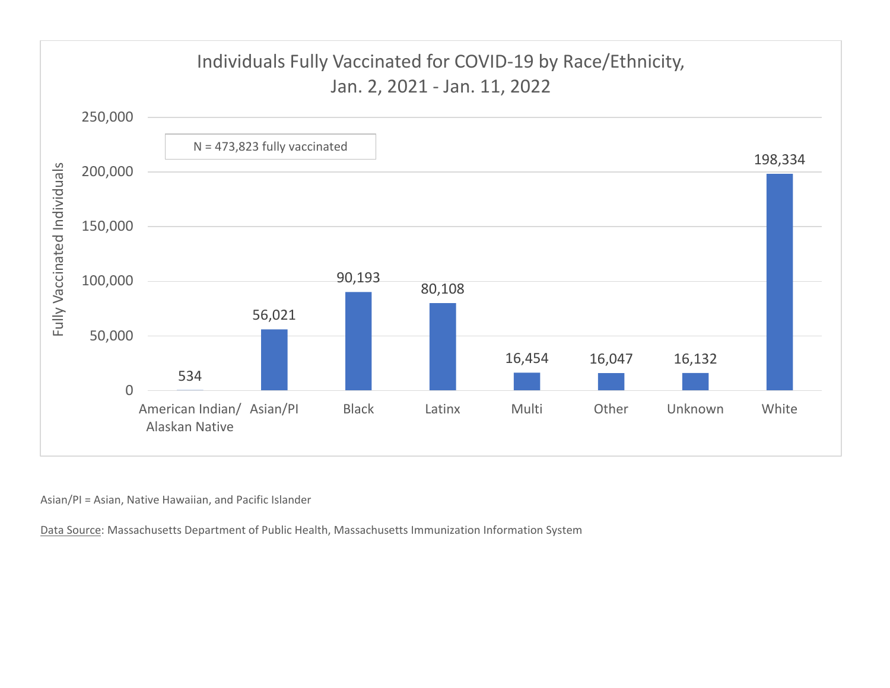## Individuals Fully Vaccinated for COVID-19 by Race/Ethnicity, Jan. 2, 2021 - Jan. 11, 2022

N = 473,823 fully vaccinated

| Race/Ethnicity | Fully Vaccinated Individuals |
|---|---|
| American Indian/ Alaskan Native | 534 |
| Asian/PI | 56,021 |
| Black | 90,193 |
| Latinx | 80,108 |
| Multi | 16,454 |
| Other | 16,047 |
| Unknown | 16,132 |
| White | 198,334 |

Asian/PI = Asian, Native Hawaiian, and Pacific Islander

Data Source: Massachusetts Department of Public Health, Massachusetts Immunization Information System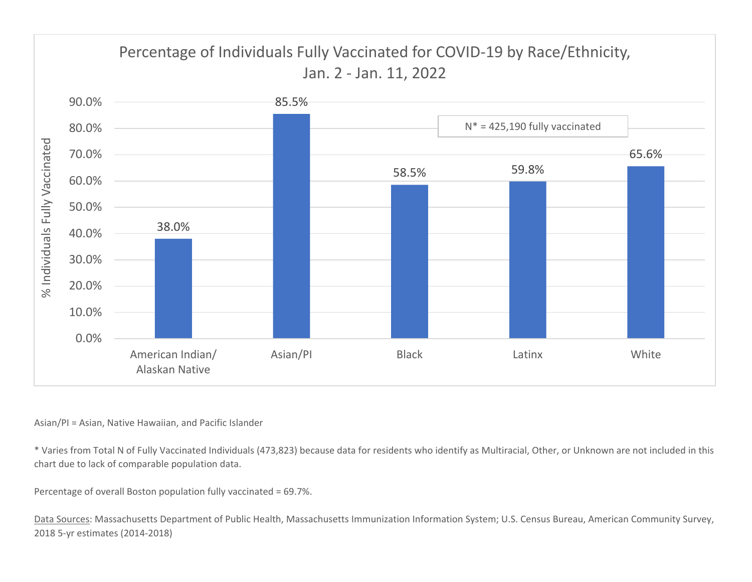## Percentage of Individuals Fully Vaccinated for COVID-19 by Race/Ethnicity, Jan. 2 - Jan. 11, 2022

N* = 425,190 fully vaccinated

| Race/Ethnicity | % Individuals Fully Vaccinated |
| --- | --- |
| American Indian/ Alaskan Native | 38.0% |
| Asian/PI | 85.5% |
| Black | 58.5% |
| Latinx | 59.8% |
| White | 65.6% |

Asian/PI = Asian, Native Hawaiian, and Pacific Islander

* Varies from Total N of Fully Vaccinated Individuals (473,823) because data for residents who identify as Multiracial, Other, or Unknown are not included in this chart due to lack of comparable population data.

Percentage of overall Boston population fully vaccinated = 69.7%.

Data Sources: Massachusetts Department of Public Health, Massachusetts Immunization Information System; U.S. Census Bureau, American Community Survey, 2018 5-yr estimates (2014-2018)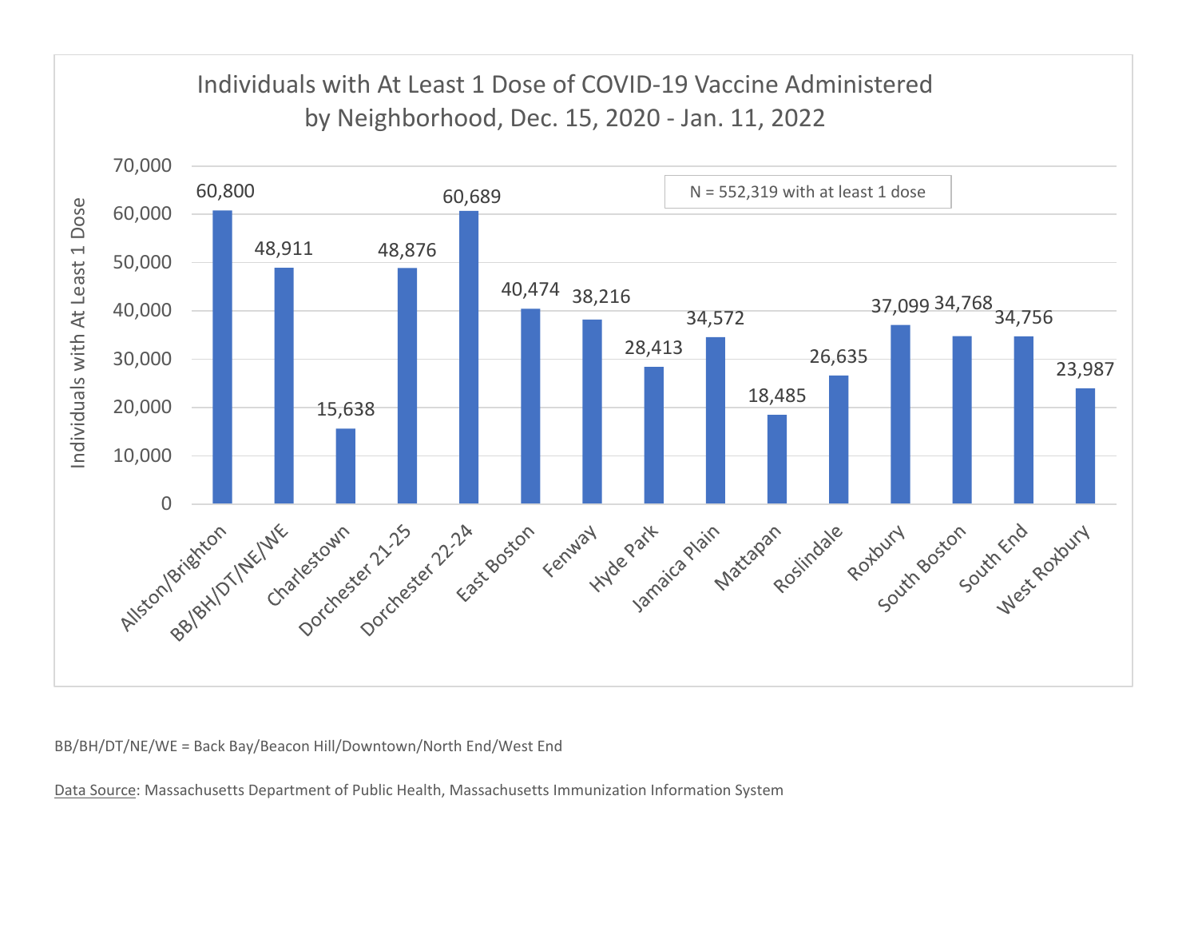## Individuals with At Least 1 Dose of COVID-19 Vaccine Administered by Neighborhood, Dec. 15, 2020 - Jan. 11, 2022

N = 552,319 with at least 1 dose

| Neighborhood | Individuals with At Least 1 Dose |
| --- | --- |
| Allston/Brighton | 60,800 |
| BB/BH/DT/NE/WE | 48,911 |
| Charlestown | 15,638 |
| Dorchester 21-25 | 48,876 |
| Dorchester 22-24 | 60,689 |
| East Boston | 40,474 |
| Fenway | 38,216 |
| Hyde Park | 28,413 |
| Jamaica Plain | 34,572 |
| Mattapan | 18,485 |
| Roslindale | 26,635 |
| Roxbury | 37,099 |
| South Boston | 34,768 |
| South End | 34,756 |
| West Roxbury | 23,987 |

BB/BH/DT/NE/WE = Back Bay/Beacon Hill/Downtown/North End/West End

Data Source: Massachusetts Department of Public Health, Massachusetts Immunization Information System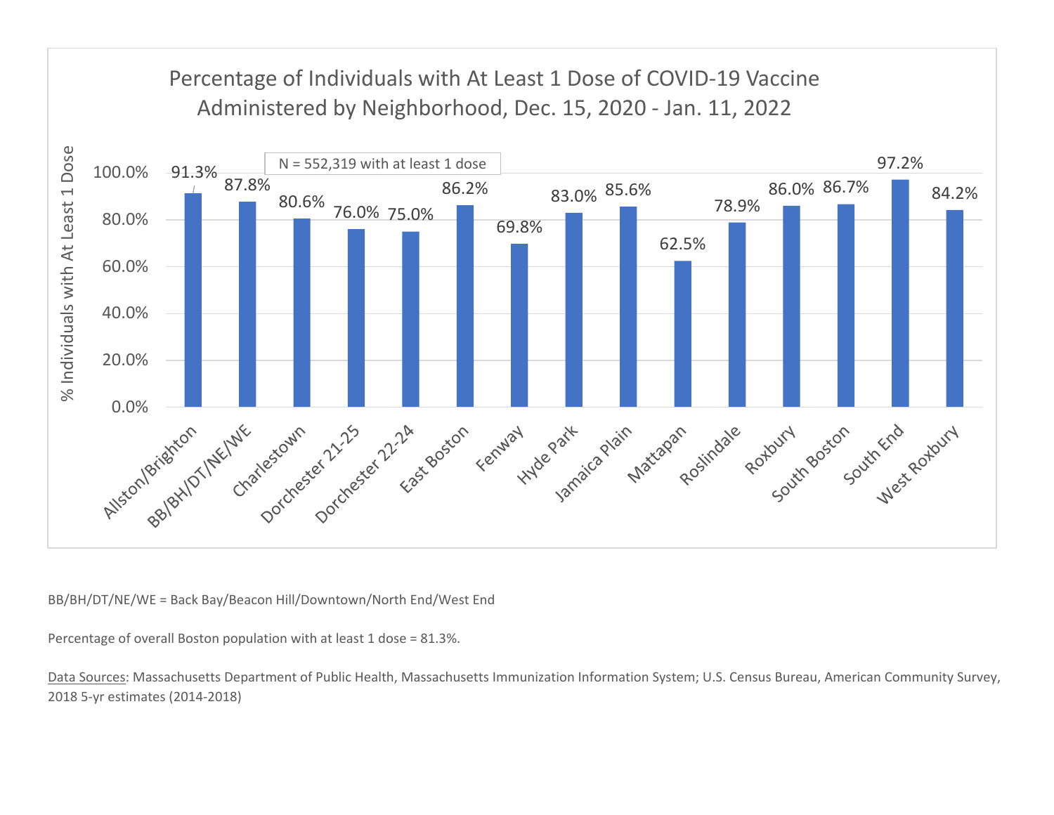## Percentage of Individuals with At Least 1 Dose of COVID-19 Vaccine Administered by Neighborhood, Dec. 15, 2020 - Jan. 11, 2022

N = 552,319 with at least 1 dose

| Neighborhood | % Individuals with At Least 1 Dose |
| --- | --- |
| Allston/Brighton | 91.3% |
| BB/BH/DT/NE/WE | 87.8% |
| Charlestown | 80.6% |
| Dorchester 21-25 | 76.0% |
| Dorchester 22-24 | 75.0% |
| East Boston | 86.2% |
| Fenway | 69.8% |
| Hyde Park | 83.0% |
| Jamaica Plain | 85.6% |
| Mattapan | 62.5% |
| Roslindale | 78.9% |
| Roxbury | 86.0% |
| South Boston | 86.7% |
| South End | 97.2% |
| West Roxbury | 84.2% |

BB/BH/DT/NE/WE = Back Bay/Beacon Hill/Downtown/North End/West End

Percentage of overall Boston population with at least 1 dose = 81.3%.

Data Sources: Massachusetts Department of Public Health, Massachusetts Immunization Information System; U.S. Census Bureau, American Community Survey, 2018 5-yr estimates (2014-2018)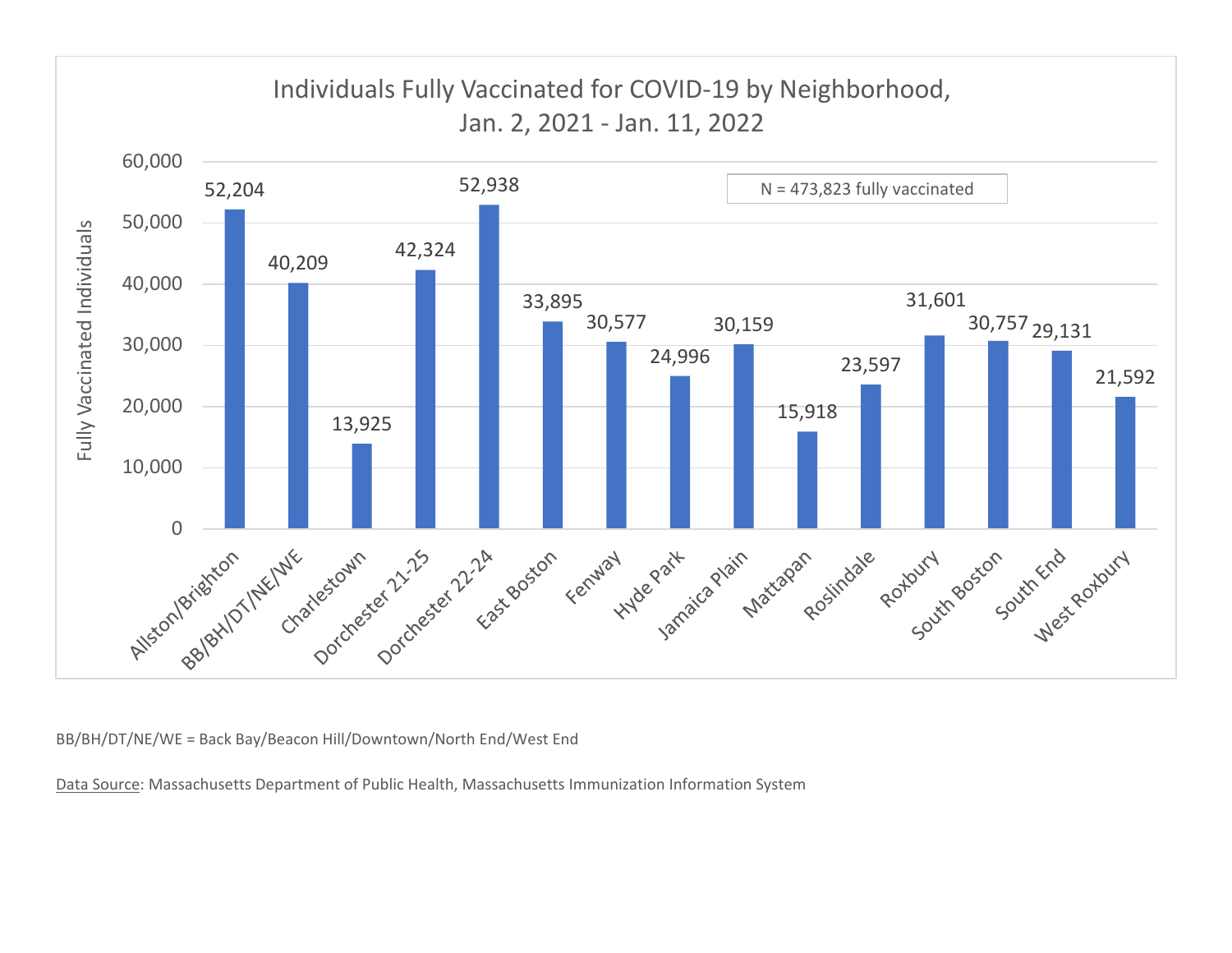## Individuals Fully Vaccinated for COVID-19 by Neighborhood, Jan. 2, 2021 - Jan. 11, 2022

N = 473,823 fully vaccinated

| Neighborhood | Fully Vaccinated Individuals |
|---|---|
| Allston/Brighton | 52,204 |
| BB/BH/DT/NE/WE | 40,209 |
| Charlestown | 13,925 |
| Dorchester 21-25 | 42,324 |
| Dorchester 22-24 | 52,938 |
| East Boston | 33,895 |
| Fenway | 30,577 |
| Hyde Park | 24,996 |
| Jamaica Plain | 30,159 |
| Mattapan | 15,918 |
| Roslindale | 23,597 |
| Roxbury | 31,601 |
| South Boston | 30,757 |
| South End | 29,131 |
| West Roxbury | 21,592 |

BB/BH/DT/NE/WE = Back Bay/Beacon Hill/Downtown/North End/West End

Data Source: Massachusetts Department of Public Health, Massachusetts Immunization Information System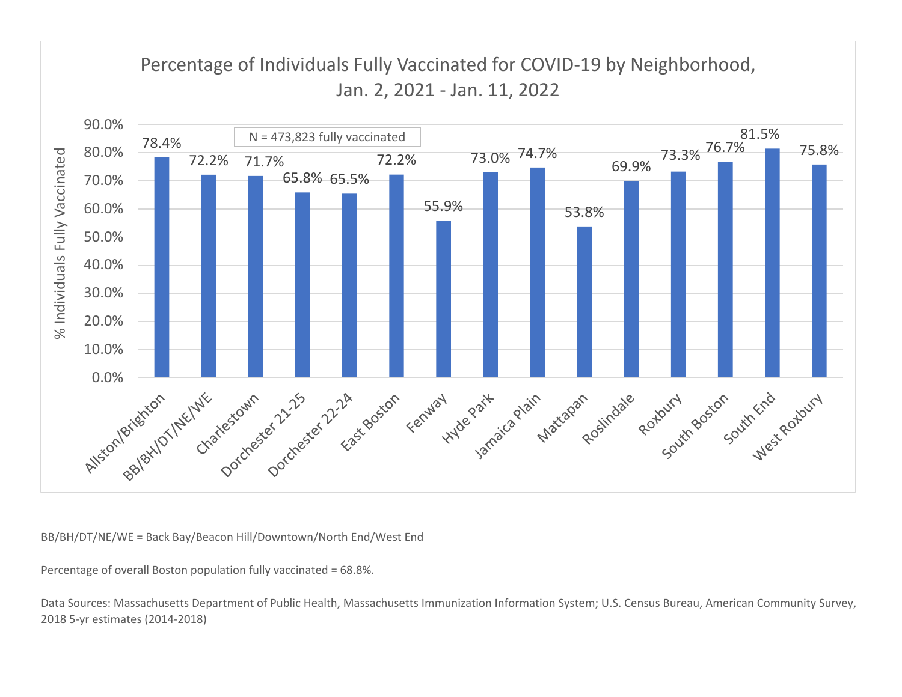## Percentage of Individuals Fully Vaccinated for COVID-19 by Neighborhood, Jan. 2, 2021 - Jan. 11, 2022

N = 473,823 fully vaccinated

| Neighborhood | % Individuals Fully Vaccinated |
| --- | --- |
| Allston/Brighton | 78.4% |
| BB/BH/DT/NE/WE | 72.2% |
| Charlestown | 71.7% |
| Dorchester 21-25 | 65.8% |
| Dorchester 22-24 | 65.5% |
| East Boston | 72.2% |
| Fenway | 55.9% |
| Hyde Park | 73.0% |
| Jamaica Plain | 74.7% |
| Mattapan | 53.8% |
| Roslindale | 69.9% |
| Roxbury | 73.3% |
| South Boston | 76.7% |
| South End | 81.5% |
| West Roxbury | 75.8% |

BB/BH/DT/NE/WE = Back Bay/Beacon Hill/Downtown/North End/West End

Percentage of overall Boston population fully vaccinated = 68.8%.

Data Sources: Massachusetts Department of Public Health, Massachusetts Immunization Information System; U.S. Census Bureau, American Community Survey, 2018 5-yr estimates (2014-2018)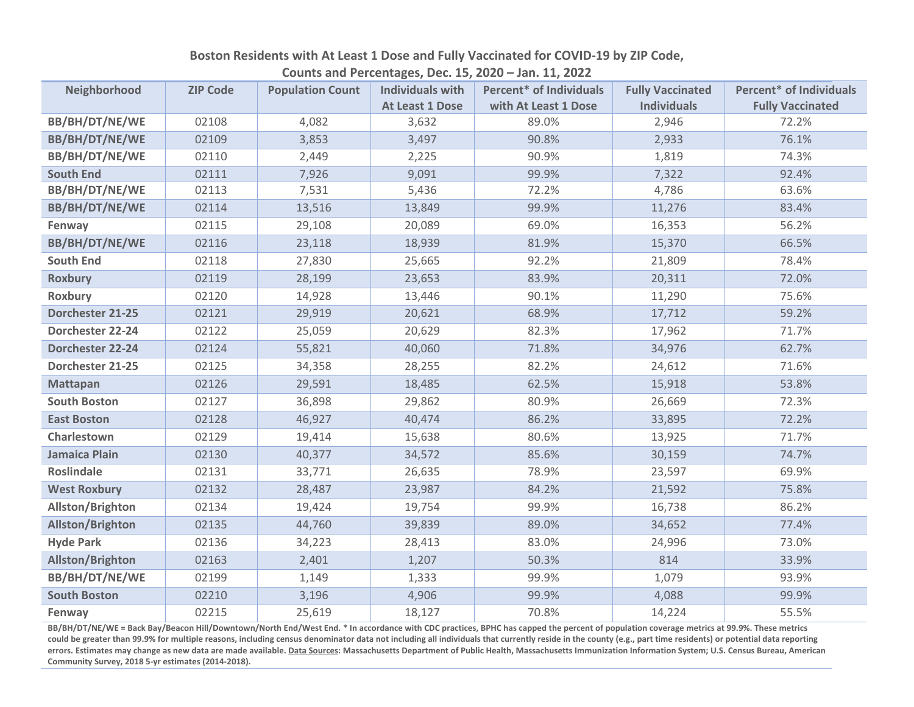## Boston Residents with At Least 1 Dose and Fully Vaccinated for COVID-19 by ZIP Code, Counts and Percentages, Dec. 15, 2020 – Jan. 11, 2022

| Neighborhood | ZIP Code | Population Count | Individuals with At Least 1 Dose | Percent* of Individuals with At Least 1 Dose | Fully Vaccinated Individuals | Percent* of Individuals Fully Vaccinated |
|---|---|---|---|---|---|---|
| **BB/BH/DT/NE/WE** | 02108 | 4,082 | 3,632 | 89.0% | 2,946 | 72.2% |
| **BB/BH/DT/NE/WE** | 02109 | 3,853 | 3,497 | 90.8% | 2,933 | 76.1% |
| **BB/BH/DT/NE/WE** | 02110 | 2,449 | 2,225 | 90.9% | 1,819 | 74.3% |
| **South End** | 02111 | 7,926 | 9,091 | 99.9% | 7,322 | 92.4% |
| **BB/BH/DT/NE/WE** | 02113 | 7,531 | 5,436 | 72.2% | 4,786 | 63.6% |
| **BB/BH/DT/NE/WE** | 02114 | 13,516 | 13,849 | 99.9% | 11,276 | 83.4% |
| **Fenway** | 02115 | 29,108 | 20,089 | 69.0% | 16,353 | 56.2% |
| **BB/BH/DT/NE/WE** | 02116 | 23,118 | 18,939 | 81.9% | 15,370 | 66.5% |
| **South End** | 02118 | 27,830 | 25,665 | 92.2% | 21,809 | 78.4% |
| **Roxbury** | 02119 | 28,199 | 23,653 | 83.9% | 20,311 | 72.0% |
| **Roxbury** | 02120 | 14,928 | 13,446 | 90.1% | 11,290 | 75.6% |
| **Dorchester 21-25** | 02121 | 29,919 | 20,621 | 68.9% | 17,712 | 59.2% |
| **Dorchester 22-24** | 02122 | 25,059 | 20,629 | 82.3% | 17,962 | 71.7% |
| **Dorchester 22-24** | 02124 | 55,821 | 40,060 | 71.8% | 34,976 | 62.7% |
| **Dorchester 21-25** | 02125 | 34,358 | 28,255 | 82.2% | 24,612 | 71.6% |
| **Mattapan** | 02126 | 29,591 | 18,485 | 62.5% | 15,918 | 53.8% |
| **South Boston** | 02127 | 36,898 | 29,862 | 80.9% | 26,669 | 72.3% |
| **East Boston** | 02128 | 46,927 | 40,474 | 86.2% | 33,895 | 72.2% |
| **Charlestown** | 02129 | 19,414 | 15,638 | 80.6% | 13,925 | 71.7% |
| **Jamaica Plain** | 02130 | 40,377 | 34,572 | 85.6% | 30,159 | 74.7% |
| **Roslindale** | 02131 | 33,771 | 26,635 | 78.9% | 23,597 | 69.9% |
| **West Roxbury** | 02132 | 28,487 | 23,987 | 84.2% | 21,592 | 75.8% |
| **Allston/Brighton** | 02134 | 19,424 | 19,754 | 99.9% | 16,738 | 86.2% |
| **Allston/Brighton** | 02135 | 44,760 | 39,839 | 89.0% | 34,652 | 77.4% |
| **Hyde Park** | 02136 | 34,223 | 28,413 | 83.0% | 24,996 | 73.0% |
| **Allston/Brighton** | 02163 | 2,401 | 1,207 | 50.3% | 814 | 33.9% |
| **BB/BH/DT/NE/WE** | 02199 | 1,149 | 1,333 | 99.9% | 1,079 | 93.9% |
| **South Boston** | 02210 | 3,196 | 4,906 | 99.9% | 4,088 | 99.9% |
| **Fenway** | 02215 | 25,619 | 18,127 | 70.8% | 14,224 | 55.5% |

**BB/BH/DT/NE/WE = Back Bay/Beacon Hill/Downtown/North End/West End. * In accordance with CDC practices, BPHC has capped the percent of population coverage metrics at 99.9%. These metrics could be greater than 99.9% for multiple reasons, including census denominator data not including all individuals that currently reside in the county (e.g., part time residents) or potential data reporting errors. Estimates may change as new data are made available. Data Sources: Massachusetts Department of Public Health, Massachusetts Immunization Information System; U.S. Census Bureau, American Community Survey, 2018 5-yr estimates (2014-2018).**